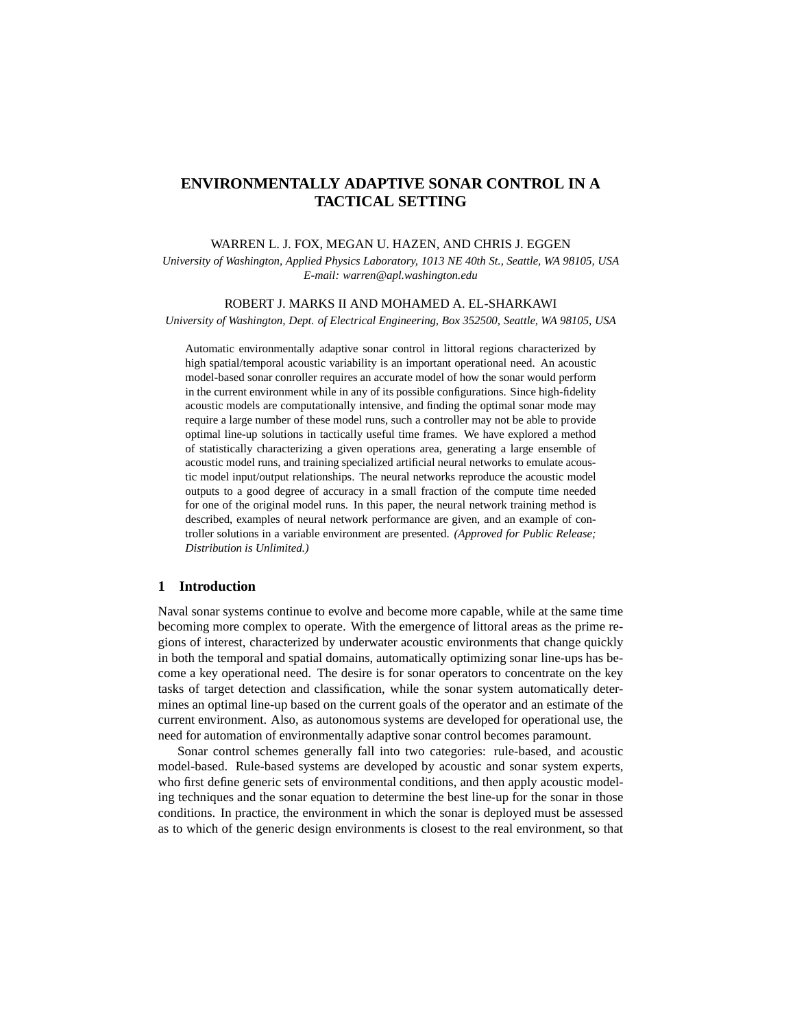# ENVIRONMENTALLY ADAPTIVE SONAR CONTROL IN A TACTICAL SETTING

WARREN L. J. FOX, MEGAN U. HAZEN, AND CHRIS J. EGGEN

*University of Washington, Applied Physics Laboratory, 1013 NE 40th St., Seattle, WA 98105, USA*
*E-mail: warren@apl.washington.edu*

ROBERT J. MARKS II AND MOHAMED A. EL-SHARKAWI

*University of Washington, Dept. of Electrical Engineering, Box 352500, Seattle, WA 98105, USA*

Automatic environmentally adaptive sonar control in littoral regions characterized by high spatial/temporal acoustic variability is an important operational need. An acoustic model-based sonar conroller requires an accurate model of how the sonar would perform in the current environment while in any of its possible configurations. Since high-fidelity acoustic models are computationally intensive, and finding the optimal sonar mode may require a large number of these model runs, such a controller may not be able to provide optimal line-up solutions in tactically useful time frames. We have explored a method of statistically characterizing a given operations area, generating a large ensemble of acoustic model runs, and training specialized artificial neural networks to emulate acoustic model input/output relationships. The neural networks reproduce the acoustic model outputs to a good degree of accuracy in a small fraction of the compute time needed for one of the original model runs. In this paper, the neural network training method is described, examples of neural network performance are given, and an example of controller solutions in a variable environment are presented. *(Approved for Public Release; Distribution is Unlimited.)*

## 1 Introduction

Naval sonar systems continue to evolve and become more capable, while at the same time becoming more complex to operate. With the emergence of littoral areas as the prime regions of interest, characterized by underwater acoustic environments that change quickly in both the temporal and spatial domains, automatically optimizing sonar line-ups has become a key operational need. The desire is for sonar operators to concentrate on the key tasks of target detection and classification, while the sonar system automatically determines an optimal line-up based on the current goals of the operator and an estimate of the current environment. Also, as autonomous systems are developed for operational use, the need for automation of environmentally adaptive sonar control becomes paramount.

Sonar control schemes generally fall into two categories: rule-based, and acoustic model-based. Rule-based systems are developed by acoustic and sonar system experts, who first define generic sets of environmental conditions, and then apply acoustic modeling techniques and the sonar equation to determine the best line-up for the sonar in those conditions. In practice, the environment in which the sonar is deployed must be assessed as to which of the generic design environments is closest to the real environment, so that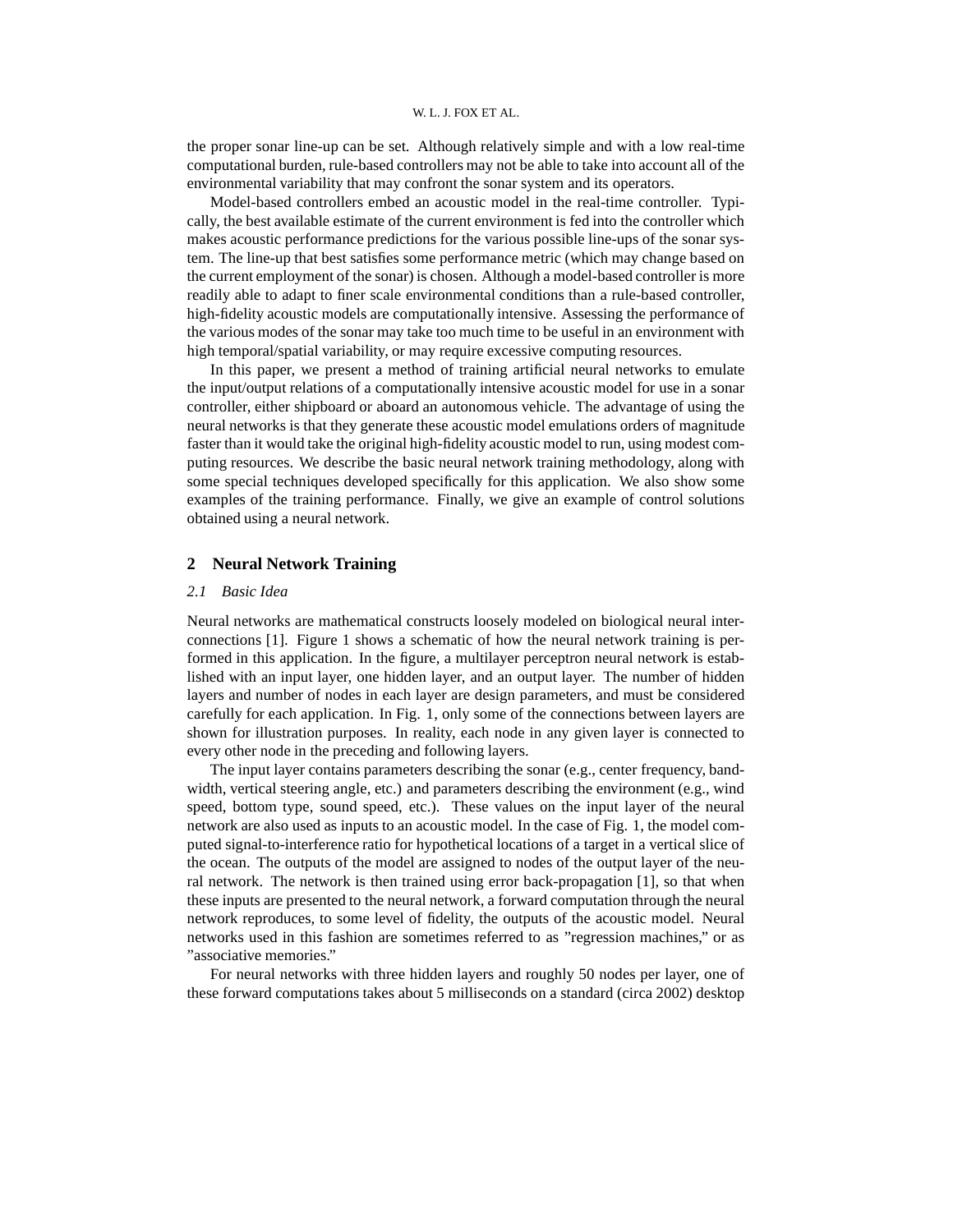the proper sonar line-up can be set. Although relatively simple and with a low real-time computational burden, rule-based controllers may not be able to take into account all of the environmental variability that may confront the sonar system and its operators.

Model-based controllers embed an acoustic model in the real-time controller. Typically, the best available estimate of the current environment is fed into the controller which makes acoustic performance predictions for the various possible line-ups of the sonar system. The line-up that best satisfies some performance metric (which may change based on the current employment of the sonar) is chosen. Although a model-based controller is more readily able to adapt to finer scale environmental conditions than a rule-based controller, high-fidelity acoustic models are computationally intensive. Assessing the performance of the various modes of the sonar may take too much time to be useful in an environment with high temporal/spatial variability, or may require excessive computing resources.

In this paper, we present a method of training artificial neural networks to emulate the input/output relations of a computationally intensive acoustic model for use in a sonar controller, either shipboard or aboard an autonomous vehicle. The advantage of using the neural networks is that they generate these acoustic model emulations orders of magnitude faster than it would take the original high-fidelity acoustic model to run, using modest computing resources. We describe the basic neural network training methodology, along with some special techniques developed specifically for this application. We also show some examples of the training performance. Finally, we give an example of control solutions obtained using a neural network.

## 2 Neural Network Training

### *2.1 Basic Idea*

Neural networks are mathematical constructs loosely modeled on biological neural interconnections [1]. Figure 1 shows a schematic of how the neural network training is performed in this application. In the figure, a multilayer perceptron neural network is established with an input layer, one hidden layer, and an output layer. The number of hidden layers and number of nodes in each layer are design parameters, and must be considered carefully for each application. In Fig. 1, only some of the connections between layers are shown for illustration purposes. In reality, each node in any given layer is connected to every other node in the preceding and following layers.

The input layer contains parameters describing the sonar (e.g., center frequency, bandwidth, vertical steering angle, etc.) and parameters describing the environment (e.g., wind speed, bottom type, sound speed, etc.). These values on the input layer of the neural network are also used as inputs to an acoustic model. In the case of Fig. 1, the model computed signal-to-interference ratio for hypothetical locations of a target in a vertical slice of the ocean. The outputs of the model are assigned to nodes of the output layer of the neural network. The network is then trained using error back-propagation [1], so that when these inputs are presented to the neural network, a forward computation through the neural network reproduces, to some level of fidelity, the outputs of the acoustic model. Neural networks used in this fashion are sometimes referred to as "regression machines," or as "associative memories."

For neural networks with three hidden layers and roughly 50 nodes per layer, one of these forward computations takes about 5 milliseconds on a standard (circa 2002) desktop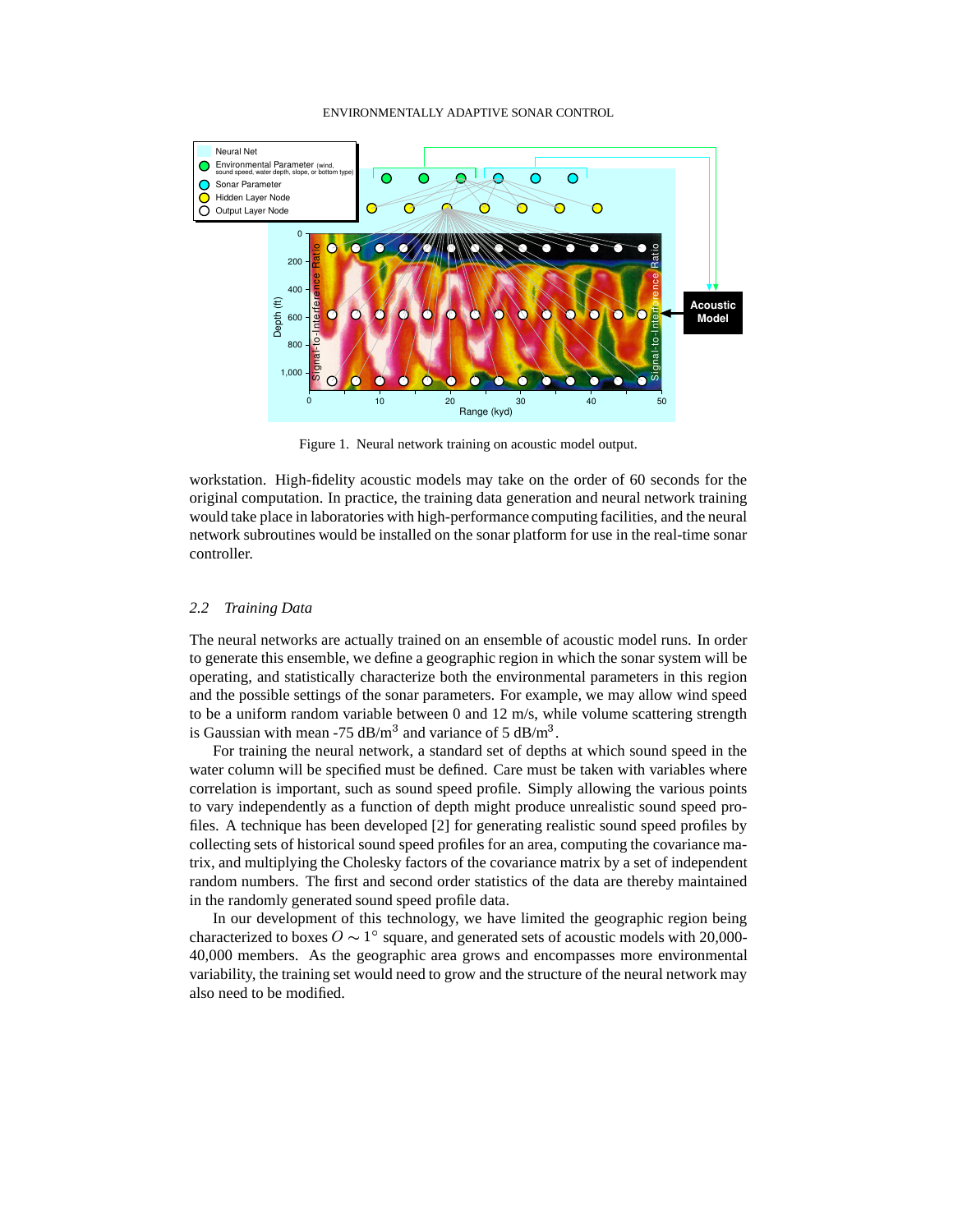Figure 1. Neural network training on acoustic model output.

workstation. High-fidelity acoustic models may take on the order of 60 seconds for the original computation. In practice, the training data generation and neural network training would take place in laboratories with high-performance computing facilities, and the neural network subroutines would be installed on the sonar platform for use in the real-time sonar controller.

### 2.2 *Training Data*

The neural networks are actually trained on an ensemble of acoustic model runs. In order to generate this ensemble, we define a geographic region in which the sonar system will be operating, and statistically characterize both the environmental parameters in this region and the possible settings of the sonar parameters. For example, we may allow wind speed to be a uniform random variable between 0 and 12 m/s, while volume scattering strength is Gaussian with mean -75 dB/m$^3$ and variance of 5 dB/m$^3$.

For training the neural network, a standard set of depths at which sound speed in the water column will be specified must be defined. Care must be taken with variables where correlation is important, such as sound speed profile. Simply allowing the various points to vary independently as a function of depth might produce unrealistic sound speed profiles. A technique has been developed [2] for generating realistic sound speed profiles by collecting sets of historical sound speed profiles for an area, computing the covariance matrix, and multiplying the Cholesky factors of the covariance matrix by a set of independent random numbers. The first and second order statistics of the data are thereby maintained in the randomly generated sound speed profile data.

In our development of this technology, we have limited the geographic region being characterized to boxes $O \sim 1^\circ$ square, and generated sets of acoustic models with 20,000-40,000 members. As the geographic area grows and encompasses more environmental variability, the training set would need to grow and the structure of the neural network may also need to be modified.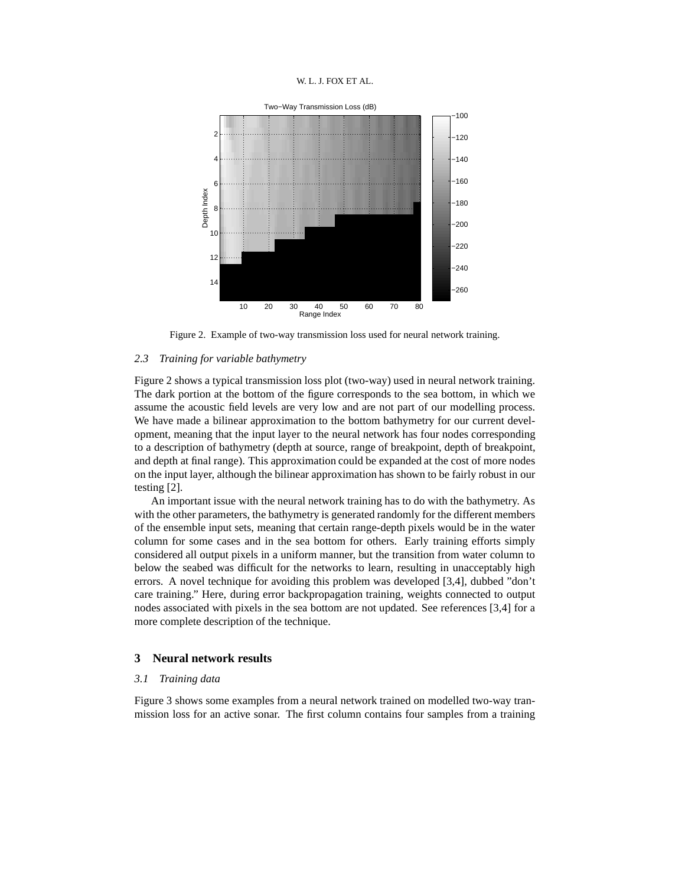Figure 2. Example of two-way transmission loss used for neural network training.

### 2.3 Training for variable bathymetry

Figure 2 shows a typical transmission loss plot (two-way) used in neural network training. The dark portion at the bottom of the figure corresponds to the sea bottom, in which we assume the acoustic field levels are very low and are not part of our modelling process. We have made a bilinear approximation to the bottom bathymetry for our current development, meaning that the input layer to the neural network has four nodes corresponding to a description of bathymetry (depth at source, range of breakpoint, depth of breakpoint, and depth at final range). This approximation could be expanded at the cost of more nodes on the input layer, although the bilinear approximation has shown to be fairly robust in our testing [2].

An important issue with the neural network training has to do with the bathymetry. As with the other parameters, the bathymetry is generated randomly for the different members of the ensemble input sets, meaning that certain range-depth pixels would be in the water column for some cases and in the sea bottom for others. Early training efforts simply considered all output pixels in a uniform manner, but the transition from water column to below the seabed was difficult for the networks to learn, resulting in unacceptably high errors. A novel technique for avoiding this problem was developed [3,4], dubbed "don't care training." Here, during error backpropagation training, weights connected to output nodes associated with pixels in the sea bottom are not updated. See references [3,4] for a more complete description of the technique.

## 3 Neural network results

### 3.1 Training data

Figure 3 shows some examples from a neural network trained on modelled two-way transmission loss for an active sonar. The first column contains four samples from a training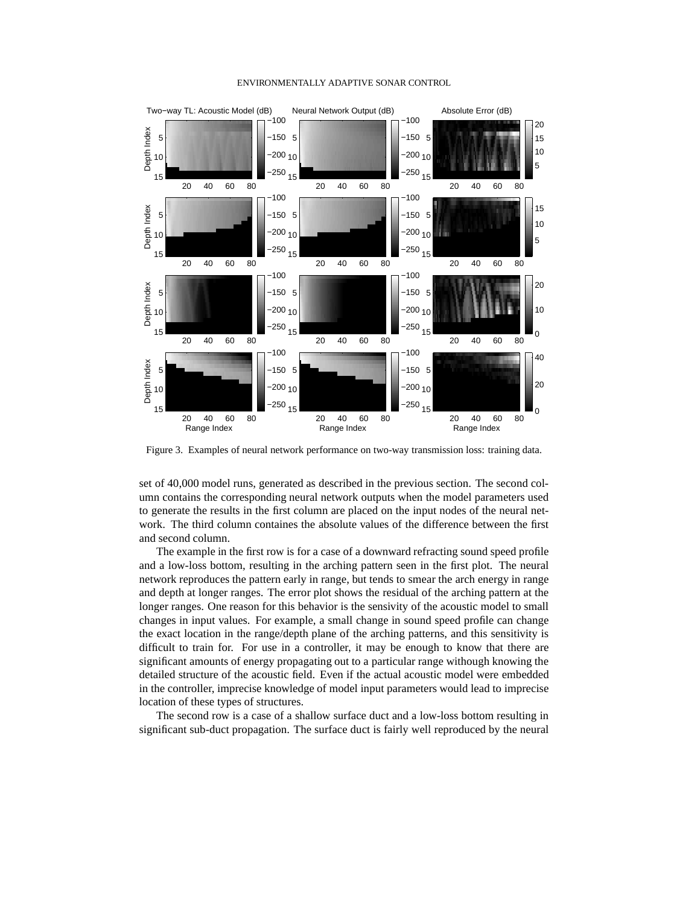Figure 3. Examples of neural network performance on two-way transmission loss: training data.

set of 40,000 model runs, generated as described in the previous section. The second column contains the corresponding neural network outputs when the model parameters used to generate the results in the first column are placed on the input nodes of the neural network. The third column containes the absolute values of the difference between the first and second column.

The example in the first row is for a case of a downward refracting sound speed profile and a low-loss bottom, resulting in the arching pattern seen in the first plot. The neural network reproduces the pattern early in range, but tends to smear the arch energy in range and depth at longer ranges. The error plot shows the residual of the arching pattern at the longer ranges. One reason for this behavior is the sensivity of the acoustic model to small changes in input values. For example, a small change in sound speed profile can change the exact location in the range/depth plane of the arching patterns, and this sensitivity is difficult to train for. For use in a controller, it may be enough to know that there are significant amounts of energy propagating out to a particular range withough knowing the detailed structure of the acoustic field. Even if the actual acoustic model were embedded in the controller, imprecise knowledge of model input parameters would lead to imprecise location of these types of structures.

The second row is a case of a shallow surface duct and a low-loss bottom resulting in significant sub-duct propagation. The surface duct is fairly well reproduced by the neural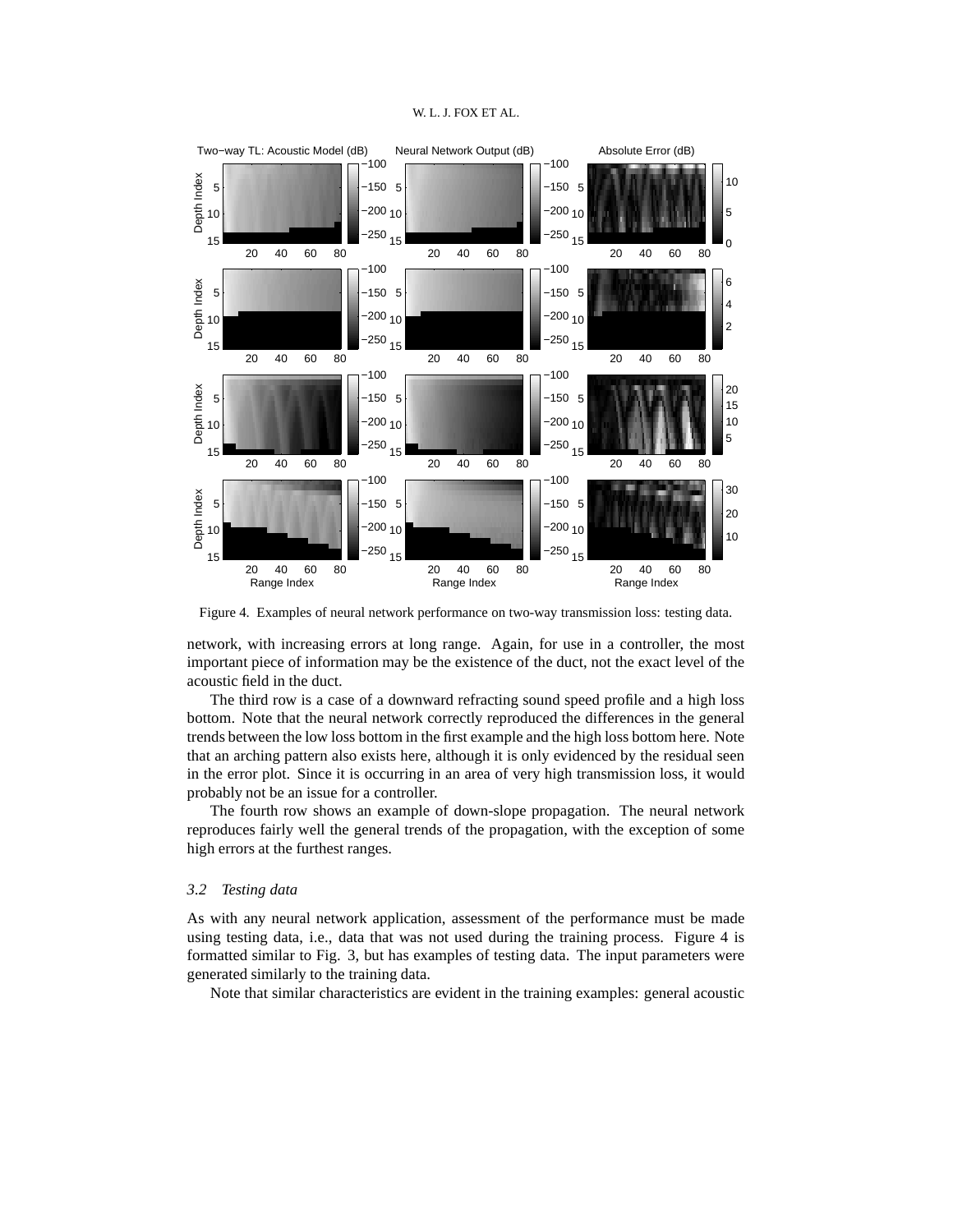Figure 4. Examples of neural network performance on two-way transmission loss: testing data.

network, with increasing errors at long range. Again, for use in a controller, the most important piece of information may be the existence of the duct, not the exact level of the acoustic field in the duct.

The third row is a case of a downward refracting sound speed profile and a high loss bottom. Note that the neural network correctly reproduced the differences in the general trends between the low loss bottom in the first example and the high loss bottom here. Note that an arching pattern also exists here, although it is only evidenced by the residual seen in the error plot. Since it is occurring in an area of very high transmission loss, it would probably not be an issue for a controller.

The fourth row shows an example of down-slope propagation. The neural network reproduces fairly well the general trends of the propagation, with the exception of some high errors at the furthest ranges.

### *3.2 Testing data*

As with any neural network application, assessment of the performance must be made using testing data, i.e., data that was not used during the training process. Figure 4 is formatted similar to Fig. 3, but has examples of testing data. The input parameters were generated similarly to the training data.

Note that similar characteristics are evident in the training examples: general acoustic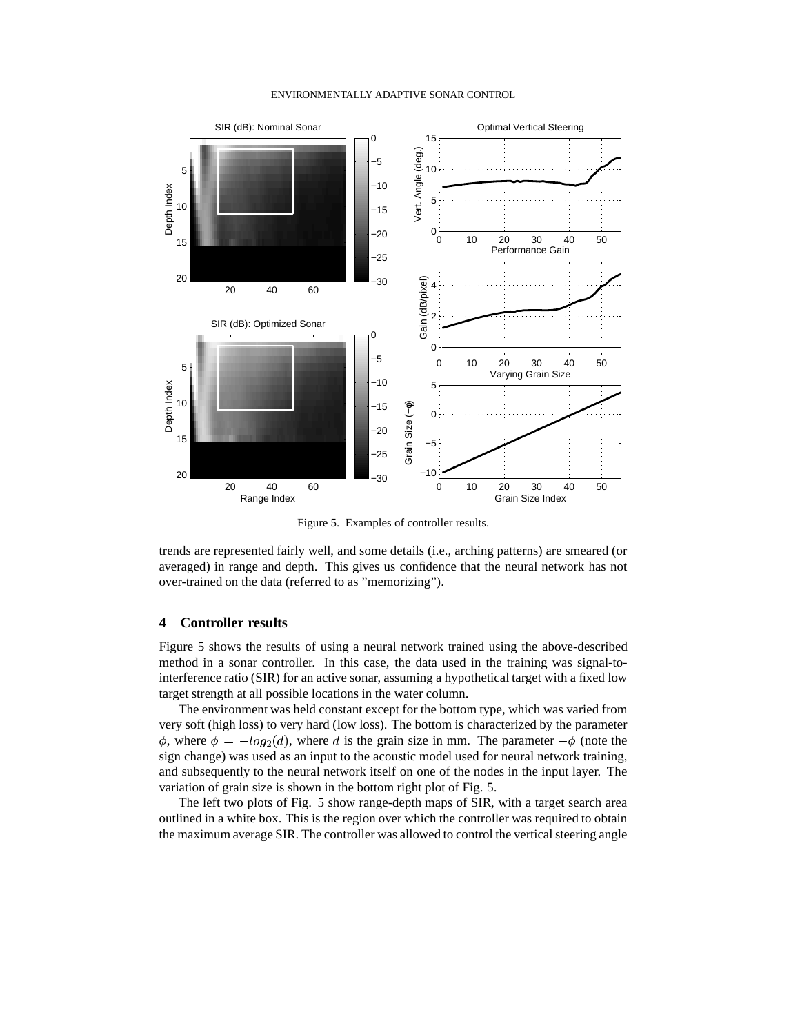Figure 5. Examples of controller results.

trends are represented fairly well, and some details (i.e., arching patterns) are smeared (or averaged) in range and depth. This gives us confidence that the neural network has not over-trained on the data (referred to as "memorizing").

## 4 Controller results

Figure 5 shows the results of using a neural network trained using the above-described method in a sonar controller. In this case, the data used in the training was signal-to-interference ratio (SIR) for an active sonar, assuming a hypothetical target with a fixed low target strength at all possible locations in the water column.

The environment was held constant except for the bottom type, which was varied from very soft (high loss) to very hard (low loss). The bottom is characterized by the parameter $\phi$, where $\phi = -log_2(d)$, where $d$ is the grain size in mm. The parameter $-\phi$ (note the sign change) was used as an input to the acoustic model used for neural network training, and subsequently to the neural network itself on one of the nodes in the input layer. The variation of grain size is shown in the bottom right plot of Fig. 5.

The left two plots of Fig. 5 show range-depth maps of SIR, with a target search area outlined in a white box. This is the region over which the controller was required to obtain the maximum average SIR. The controller was allowed to control the vertical steering angle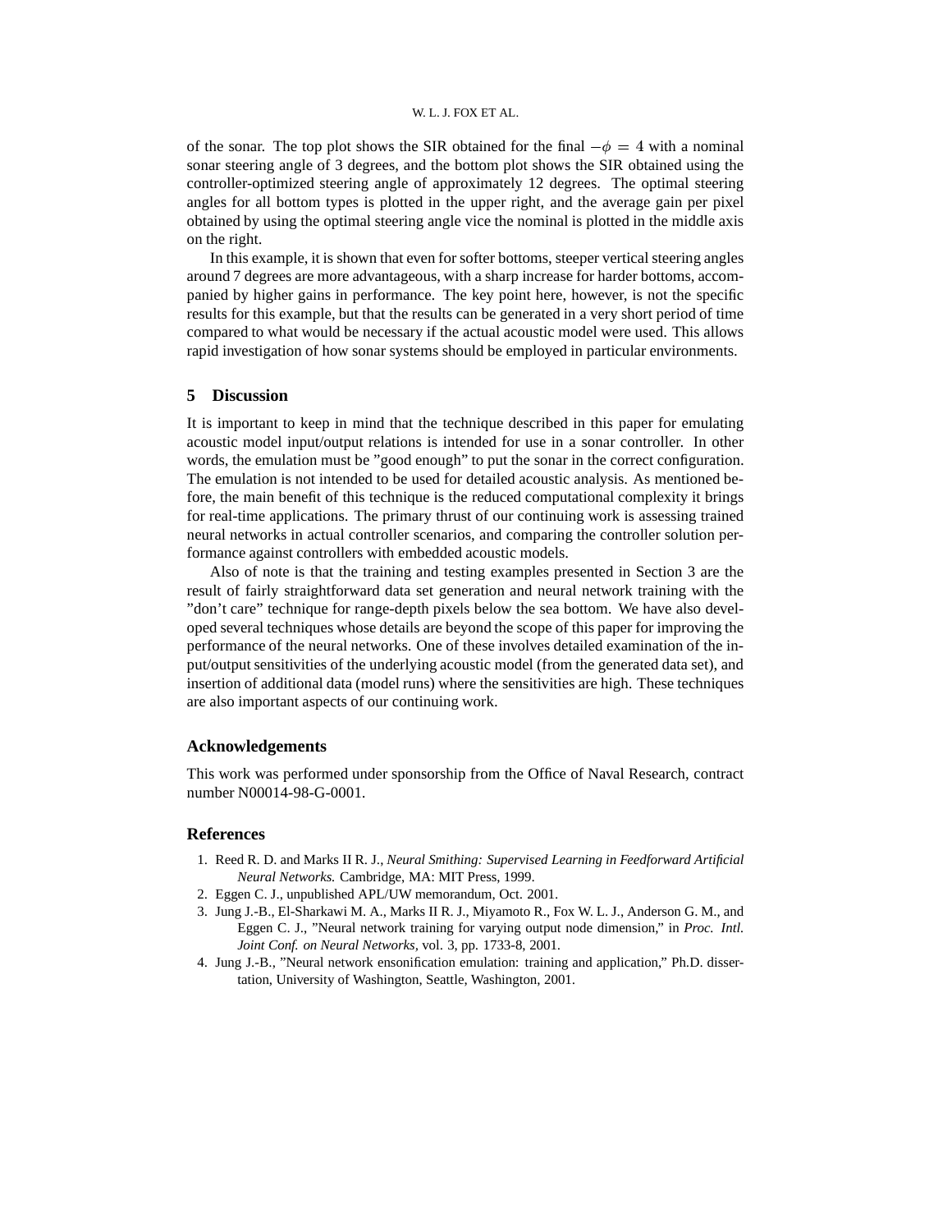of the sonar. The top plot shows the SIR obtained for the final $-\phi = 4$ with a nominal sonar steering angle of 3 degrees, and the bottom plot shows the SIR obtained using the controller-optimized steering angle of approximately 12 degrees. The optimal steering angles for all bottom types is plotted in the upper right, and the average gain per pixel obtained by using the optimal steering angle vice the nominal is plotted in the middle axis on the right.

In this example, it is shown that even for softer bottoms, steeper vertical steering angles around 7 degrees are more advantageous, with a sharp increase for harder bottoms, accompanied by higher gains in performance. The key point here, however, is not the specific results for this example, but that the results can be generated in a very short period of time compared to what would be necessary if the actual acoustic model were used. This allows rapid investigation of how sonar systems should be employed in particular environments.

## 5 Discussion

It is important to keep in mind that the technique described in this paper for emulating acoustic model input/output relations is intended for use in a sonar controller. In other words, the emulation must be "good enough" to put the sonar in the correct configuration. The emulation is not intended to be used for detailed acoustic analysis. As mentioned before, the main benefit of this technique is the reduced computational complexity it brings for real-time applications. The primary thrust of our continuing work is assessing trained neural networks in actual controller scenarios, and comparing the controller solution performance against controllers with embedded acoustic models.

Also of note is that the training and testing examples presented in Section 3 are the result of fairly straightforward data set generation and neural network training with the "don't care" technique for range-depth pixels below the sea bottom. We have also developed several techniques whose details are beyond the scope of this paper for improving the performance of the neural networks. One of these involves detailed examination of the input/output sensitivities of the underlying acoustic model (from the generated data set), and insertion of additional data (model runs) where the sensitivities are high. These techniques are also important aspects of our continuing work.

## Acknowledgements

This work was performed under sponsorship from the Office of Naval Research, contract number N00014-98-G-0001.

## References

1. Reed R. D. and Marks II R. J., *Neural Smithing: Supervised Learning in Feedforward Artificial Neural Networks.* Cambridge, MA: MIT Press, 1999.
2. Eggen C. J., unpublished APL/UW memorandum, Oct. 2001.
3. Jung J.-B., El-Sharkawi M. A., Marks II R. J., Miyamoto R., Fox W. L. J., Anderson G. M., and Eggen C. J., "Neural network training for varying output node dimension," in *Proc. Intl. Joint Conf. on Neural Networks*, vol. 3, pp. 1733-8, 2001.
4. Jung J.-B., "Neural network ensonification emulation: training and application," Ph.D. dissertation, University of Washington, Seattle, Washington, 2001.